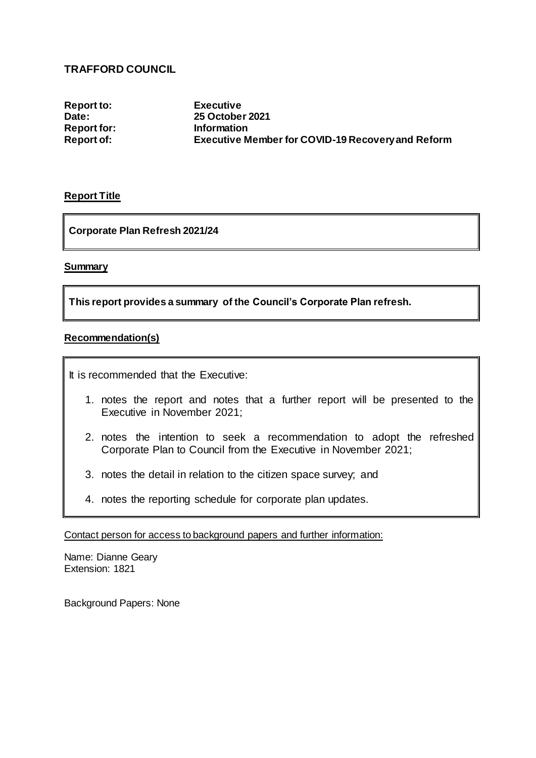# TRAFFORD COUNCIL

**Report to:** Executive
**Date:** 25 October 2021
**Report for:** Information
**Report of:** Executive Member for COVID-19 Recovery and Reform

## Report Title

**Corporate Plan Refresh 2021/24**

## Summary

**This report provides a summary of the Council's Corporate Plan refresh.**

## Recommendation(s)

It is recommended that the Executive:

1. notes the report and notes that a further report will be presented to the Executive in November 2021;
2. notes the intention to seek a recommendation to adopt the refreshed Corporate Plan to Council from the Executive in November 2021;
3. notes the detail in relation to the citizen space survey; and
4. notes the reporting schedule for corporate plan updates.

Contact person for access to background papers and further information:

Name: Dianne Geary
Extension: 1821

Background Papers: None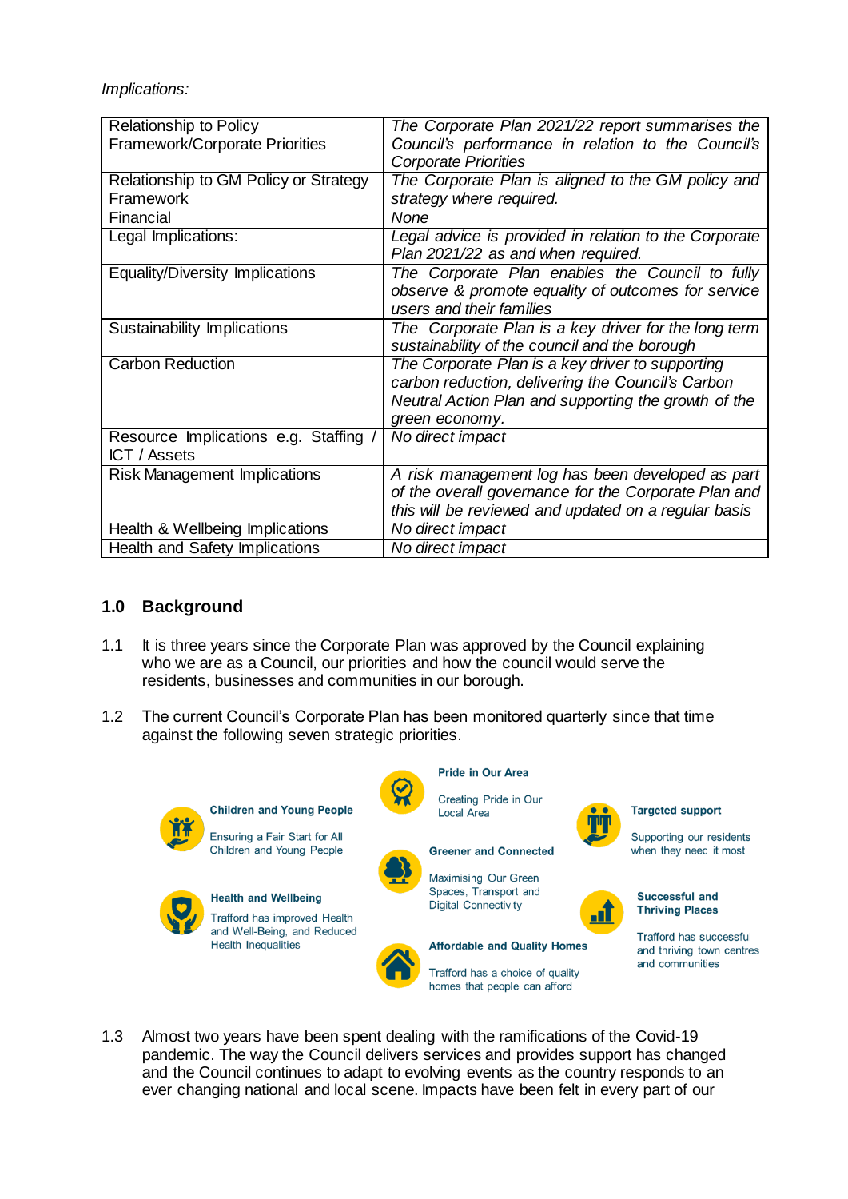*Implications:*

| | |
|---|---|
| Relationship to Policy Framework/Corporate Priorities | *The Corporate Plan 2021/22 report summarises the Council's performance in relation to the Council's Corporate Priorities* |
| Relationship to GM Policy or Strategy Framework | *The Corporate Plan is aligned to the GM policy and strategy where required.* |
| Financial | *None* |
| Legal Implications: | *Legal advice is provided in relation to the Corporate Plan 2021/22 as and when required.* |
| Equality/Diversity Implications | *The Corporate Plan enables the Council to fully observe & promote equality of outcomes for service users and their families* |
| Sustainability Implications | *The Corporate Plan is a key driver for the long term sustainability of the council and the borough* |
| Carbon Reduction | *The Corporate Plan is a key driver to supporting carbon reduction, delivering the Council's Carbon Neutral Action Plan and supporting the growth of the green economy.* |
| Resource Implications e.g. Staffing / ICT / Assets | *No direct impact* |
| Risk Management Implications | *A risk management log has been developed as part of the overall governance for the Corporate Plan and this will be reviewed and updated on a regular basis* |
| Health & Wellbeing Implications | *No direct impact* |
| Health and Safety Implications | *No direct impact* |

## 1.0 Background

1.1 It is three years since the Corporate Plan was approved by the Council explaining who we are as a Council, our priorities and how the council would serve the residents, businesses and communities in our borough.

1.2 The current Council's Corporate Plan has been monitored quarterly since that time against the following seven strategic priorities.

**Children and Young People**
Ensuring a Fair Start for All Children and Young People

**Health and Wellbeing**
Trafford has improved Health and Well-Being, and Reduced Health Inequalities

**Pride in Our Area**
Creating Pride in Our Local Area

**Greener and Connected**
Maximising Our Green Spaces, Transport and Digital Connectivity

**Affordable and Quality Homes**
Trafford has a choice of quality homes that people can afford

**Targeted support**
Supporting our residents when they need it most

**Successful and Thriving Places**
Trafford has successful and thriving town centres and communities

1.3 Almost two years have been spent dealing with the ramifications of the Covid-19 pandemic. The way the Council delivers services and provides support has changed and the Council continues to adapt to evolving events as the country responds to an ever changing national and local scene. Impacts have been felt in every part of our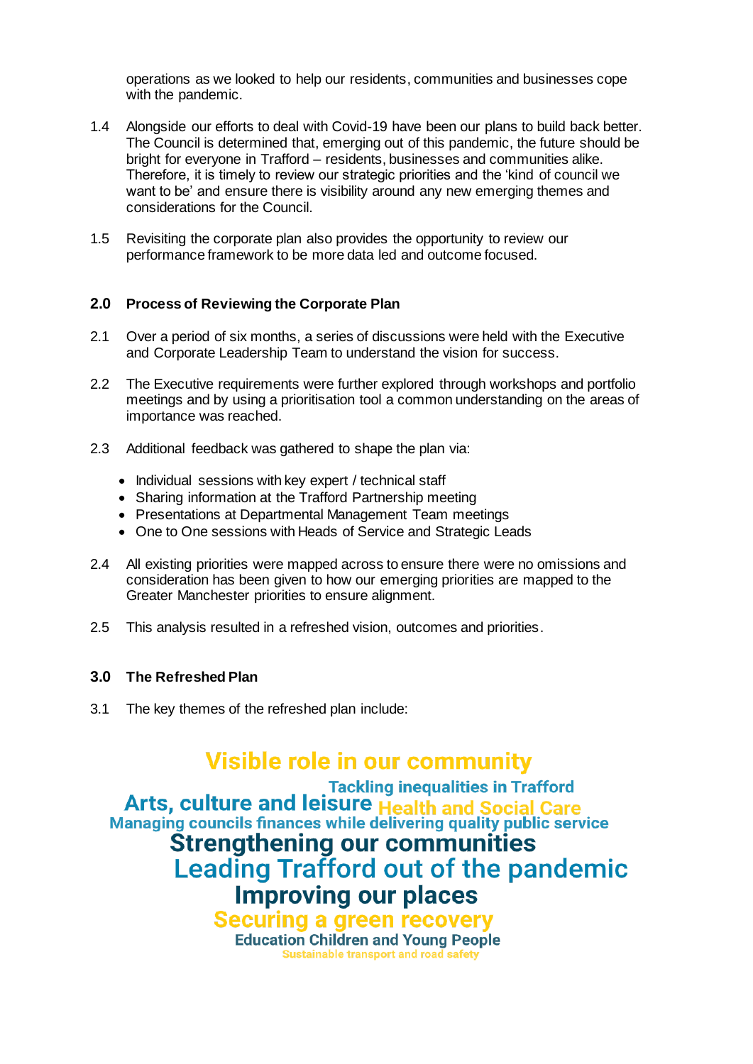operations as we looked to help our residents, communities and businesses cope with the pandemic.

1.4 Alongside our efforts to deal with Covid-19 have been our plans to build back better. The Council is determined that, emerging out of this pandemic, the future should be bright for everyone in Trafford – residents, businesses and communities alike. Therefore, it is timely to review our strategic priorities and the 'kind of council we want to be' and ensure there is visibility around any new emerging themes and considerations for the Council.

1.5 Revisiting the corporate plan also provides the opportunity to review our performance framework to be more data led and outcome focused.

## 2.0 Process of Reviewing the Corporate Plan

2.1 Over a period of six months, a series of discussions were held with the Executive and Corporate Leadership Team to understand the vision for success.

2.2 The Executive requirements were further explored through workshops and portfolio meetings and by using a prioritisation tool a common understanding on the areas of importance was reached.

2.3 Additional feedback was gathered to shape the plan via:

- Individual sessions with key expert / technical staff
- Sharing information at the Trafford Partnership meeting
- Presentations at Departmental Management Team meetings
- One to One sessions with Heads of Service and Strategic Leads

2.4 All existing priorities were mapped across to ensure there were no omissions and consideration has been given to how our emerging priorities are mapped to the Greater Manchester priorities to ensure alignment.

2.5 This analysis resulted in a refreshed vision, outcomes and priorities.

## 3.0 The Refreshed Plan

3.1 The key themes of the refreshed plan include:

Visible role in our community
Tackling inequalities in Trafford
Arts, culture and leisure
Health and Social Care
Managing councils finances while delivering quality public service
Strengthening our communities
Leading Trafford out of the pandemic
Improving our places
Securing a green recovery
Education Children and Young People
Sustainable transport and road safety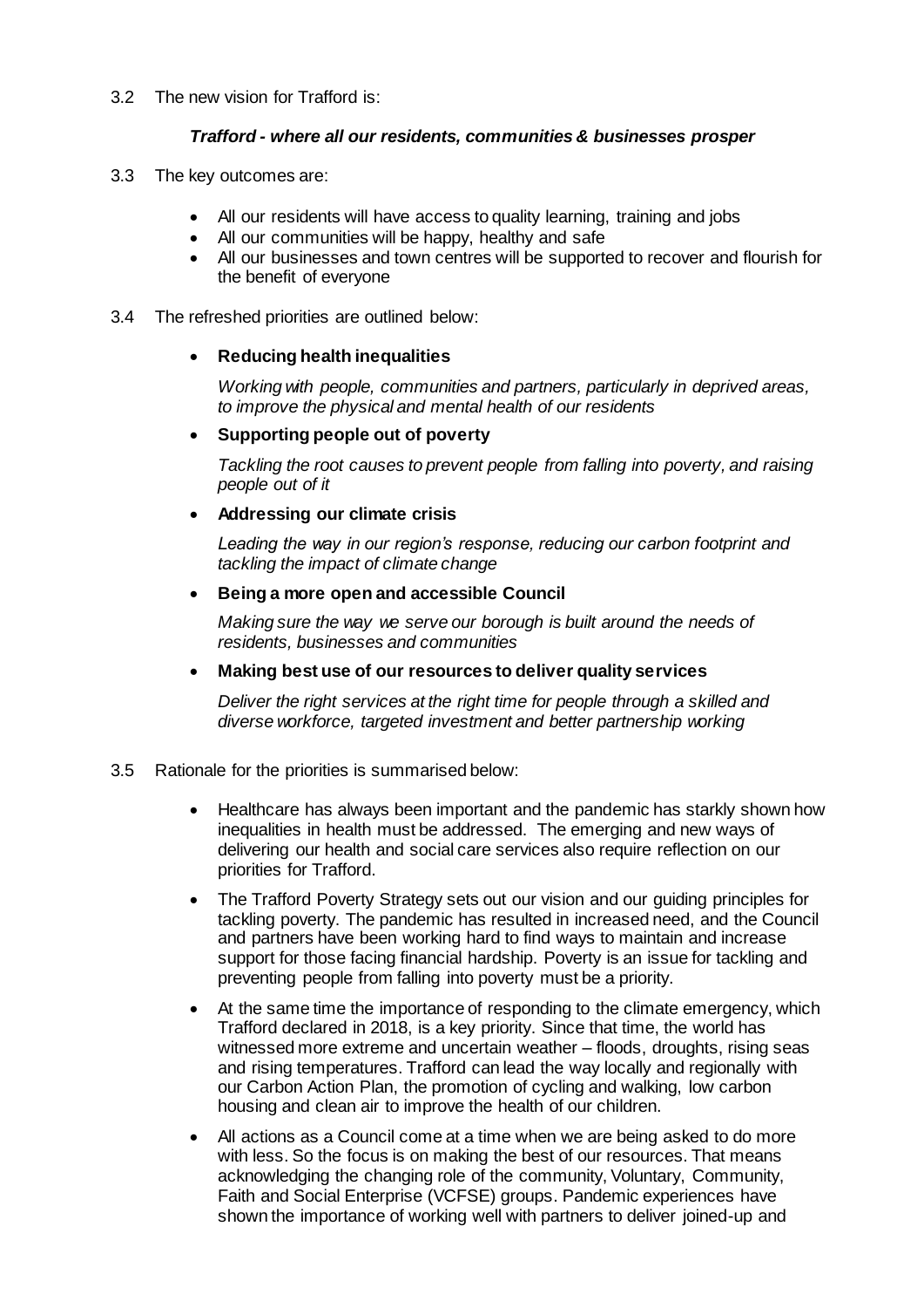3.2 The new vision for Trafford is:

***Trafford - where all our residents, communities & businesses prosper***

3.3 The key outcomes are:

- All our residents will have access to quality learning, training and jobs
- All our communities will be happy, healthy and safe
- All our businesses and town centres will be supported to recover and flourish for the benefit of everyone

3.4 The refreshed priorities are outlined below:

- **Reducing health inequalities**

  *Working with people, communities and partners, particularly in deprived areas, to improve the physical and mental health of our residents*

- **Supporting people out of poverty**

  *Tackling the root causes to prevent people from falling into poverty, and raising people out of it*

- **Addressing our climate crisis**

  *Leading the way in our region's response, reducing our carbon footprint and tackling the impact of climate change*

- **Being a more open and accessible Council**

  *Making sure the way we serve our borough is built around the needs of residents, businesses and communities*

- **Making best use of our resources to deliver quality services**

  *Deliver the right services at the right time for people through a skilled and diverse workforce, targeted investment and better partnership working*

3.5 Rationale for the priorities is summarised below:

- Healthcare has always been important and the pandemic has starkly shown how inequalities in health must be addressed. The emerging and new ways of delivering our health and social care services also require reflection on our priorities for Trafford.
- The Trafford Poverty Strategy sets out our vision and our guiding principles for tackling poverty. The pandemic has resulted in increased need, and the Council and partners have been working hard to find ways to maintain and increase support for those facing financial hardship. Poverty is an issue for tackling and preventing people from falling into poverty must be a priority.
- At the same time the importance of responding to the climate emergency, which Trafford declared in 2018, is a key priority. Since that time, the world has witnessed more extreme and uncertain weather – floods, droughts, rising seas and rising temperatures. Trafford can lead the way locally and regionally with our Carbon Action Plan, the promotion of cycling and walking, low carbon housing and clean air to improve the health of our children.
- All actions as a Council come at a time when we are being asked to do more with less. So the focus is on making the best of our resources. That means acknowledging the changing role of the community, Voluntary, Community, Faith and Social Enterprise (VCFSE) groups. Pandemic experiences have shown the importance of working well with partners to deliver joined-up and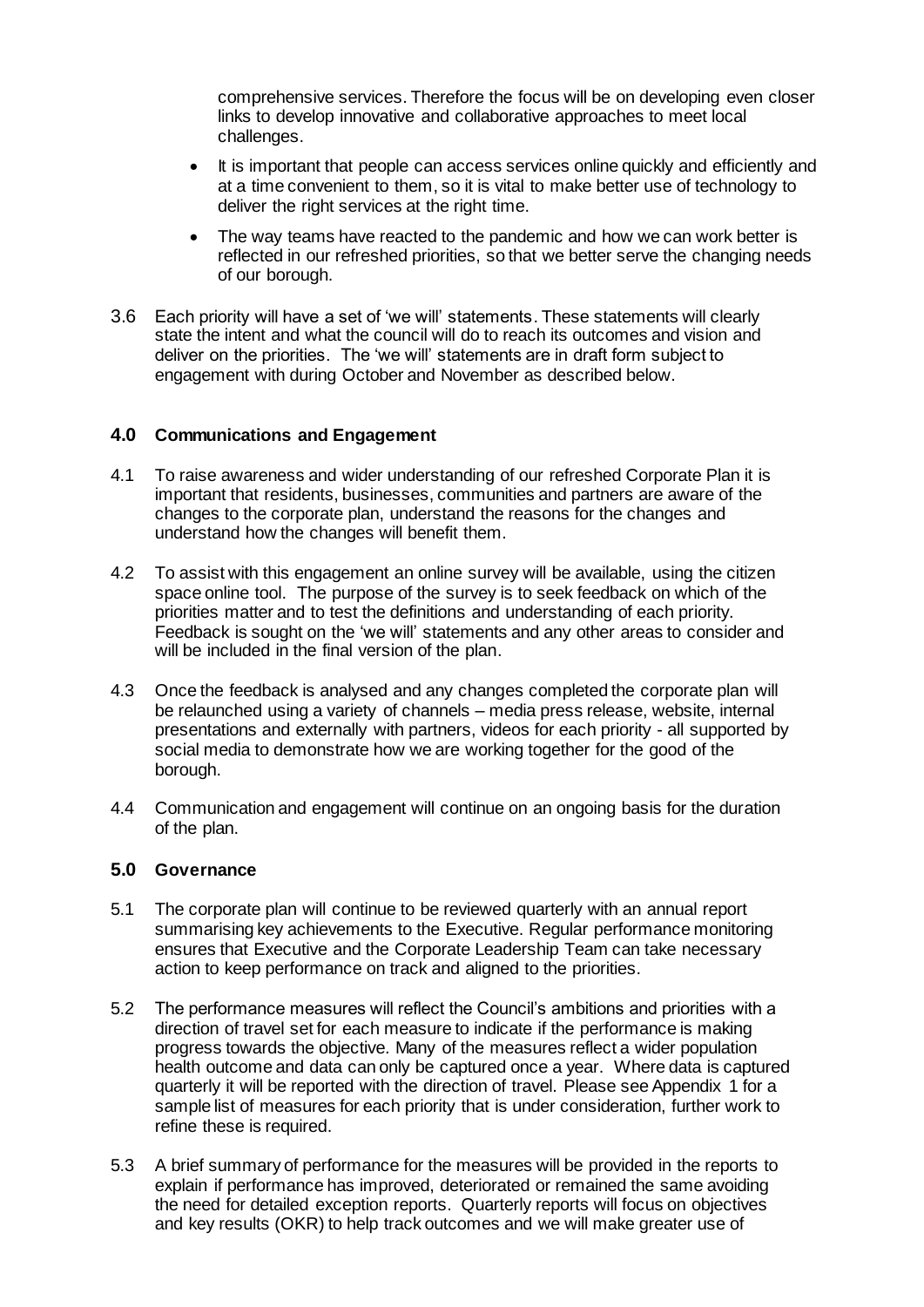comprehensive services. Therefore the focus will be on developing even closer links to develop innovative and collaborative approaches to meet local challenges.

- It is important that people can access services online quickly and efficiently and at a time convenient to them, so it is vital to make better use of technology to deliver the right services at the right time.
- The way teams have reacted to the pandemic and how we can work better is reflected in our refreshed priorities, so that we better serve the changing needs of our borough.

3.6 Each priority will have a set of 'we will' statements. These statements will clearly state the intent and what the council will do to reach its outcomes and vision and deliver on the priorities. The 'we will' statements are in draft form subject to engagement with during October and November as described below.

## 4.0 Communications and Engagement

4.1 To raise awareness and wider understanding of our refreshed Corporate Plan it is important that residents, businesses, communities and partners are aware of the changes to the corporate plan, understand the reasons for the changes and understand how the changes will benefit them.

4.2 To assist with this engagement an online survey will be available, using the citizen space online tool. The purpose of the survey is to seek feedback on which of the priorities matter and to test the definitions and understanding of each priority. Feedback is sought on the 'we will' statements and any other areas to consider and will be included in the final version of the plan.

4.3 Once the feedback is analysed and any changes completed the corporate plan will be relaunched using a variety of channels – media press release, website, internal presentations and externally with partners, videos for each priority - all supported by social media to demonstrate how we are working together for the good of the borough.

4.4 Communication and engagement will continue on an ongoing basis for the duration of the plan.

## 5.0 Governance

5.1 The corporate plan will continue to be reviewed quarterly with an annual report summarising key achievements to the Executive. Regular performance monitoring ensures that Executive and the Corporate Leadership Team can take necessary action to keep performance on track and aligned to the priorities.

5.2 The performance measures will reflect the Council's ambitions and priorities with a direction of travel set for each measure to indicate if the performance is making progress towards the objective. Many of the measures reflect a wider population health outcome and data can only be captured once a year. Where data is captured quarterly it will be reported with the direction of travel. Please see Appendix 1 for a sample list of measures for each priority that is under consideration, further work to refine these is required.

5.3 A brief summary of performance for the measures will be provided in the reports to explain if performance has improved, deteriorated or remained the same avoiding the need for detailed exception reports. Quarterly reports will focus on objectives and key results (OKR) to help track outcomes and we will make greater use of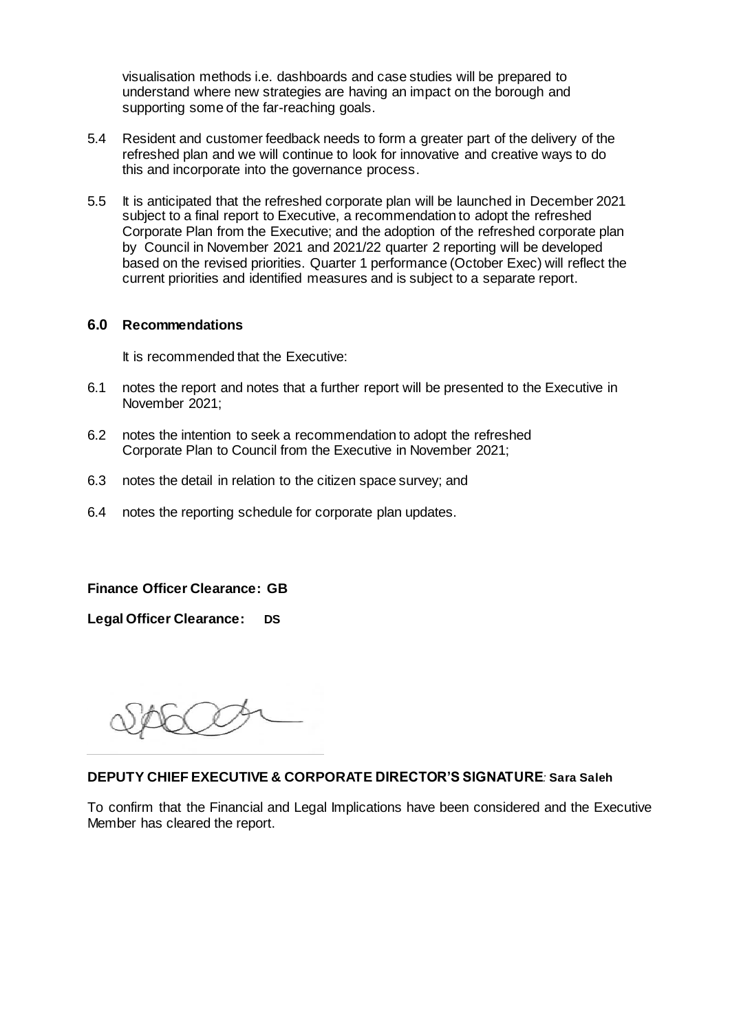visualisation methods i.e. dashboards and case studies will be prepared to understand where new strategies are having an impact on the borough and supporting some of the far-reaching goals.

5.4 Resident and customer feedback needs to form a greater part of the delivery of the refreshed plan and we will continue to look for innovative and creative ways to do this and incorporate into the governance process.

5.5 It is anticipated that the refreshed corporate plan will be launched in December 2021 subject to a final report to Executive, a recommendation to adopt the refreshed Corporate Plan from the Executive; and the adoption of the refreshed corporate plan by Council in November 2021 and 2021/22 quarter 2 reporting will be developed based on the revised priorities. Quarter 1 performance (October Exec) will reflect the current priorities and identified measures and is subject to a separate report.

## 6.0 Recommendations

It is recommended that the Executive:

6.1 notes the report and notes that a further report will be presented to the Executive in November 2021;

6.2 notes the intention to seek a recommendation to adopt the refreshed Corporate Plan to Council from the Executive in November 2021;

6.3 notes the detail in relation to the citizen space survey; and

6.4 notes the reporting schedule for corporate plan updates.

**Finance Officer Clearance: GB**

**Legal Officer Clearance: DS**

**DEPUTY CHIEF EXECUTIVE & CORPORATE DIRECTOR'S SIGNATURE: Sara Saleh**

To confirm that the Financial and Legal Implications have been considered and the Executive Member has cleared the report.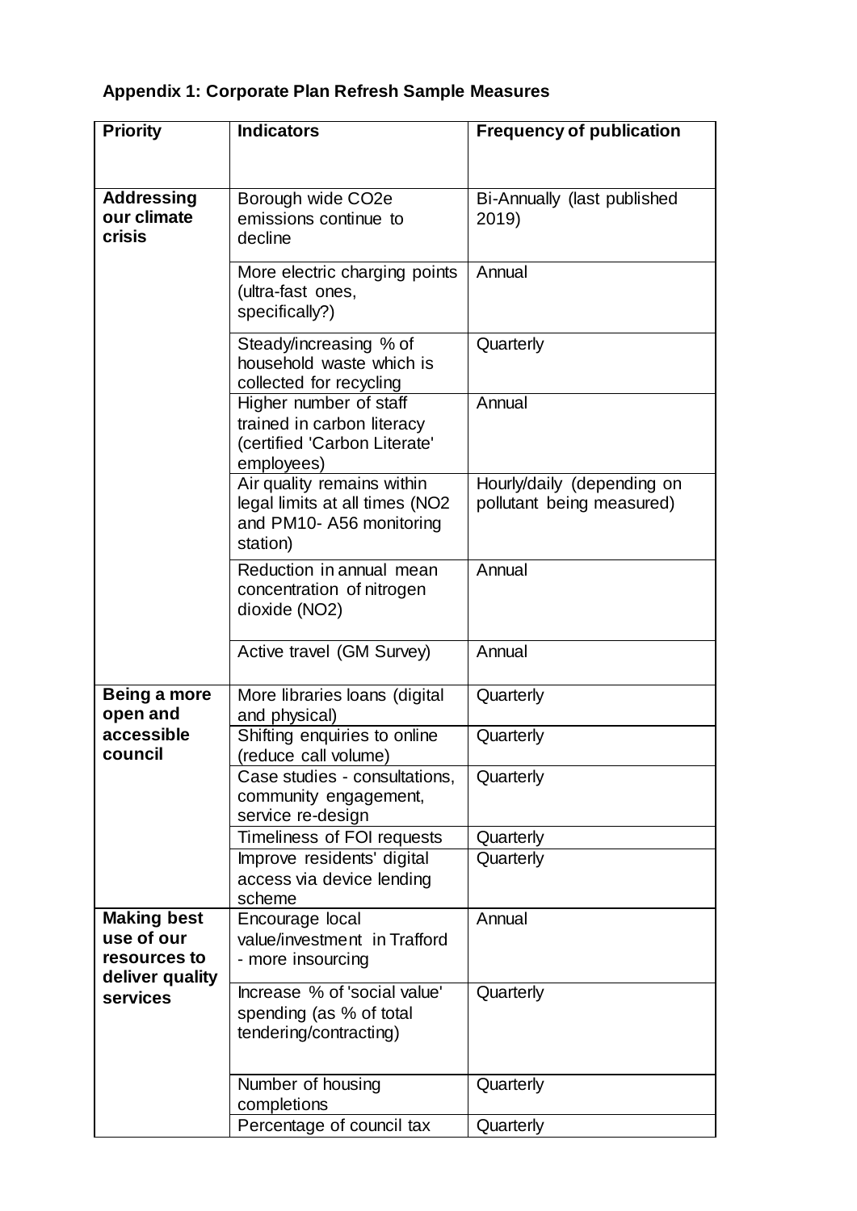**Appendix 1: Corporate Plan Refresh Sample Measures**

| Priority | Indicators | Frequency of publication |
|---|---|---|
| **Addressing our climate crisis** | Borough wide CO2e emissions continue to decline | Bi-Annually (last published 2019) |
| | More electric charging points (ultra-fast ones, specifically?) | Annual |
| | Steady/increasing % of household waste which is collected for recycling | Quarterly |
| | Higher number of staff trained in carbon literacy (certified 'Carbon Literate' employees) | Annual |
| | Air quality remains within legal limits at all times (NO2 and PM10- A56 monitoring station) | Hourly/daily (depending on pollutant being measured) |
| | Reduction in annual mean concentration of nitrogen dioxide (NO2) | Annual |
| | Active travel (GM Survey) | Annual |
| **Being a more open and accessible council** | More libraries loans (digital and physical) | Quarterly |
| | Shifting enquiries to online (reduce call volume) | Quarterly |
| | Case studies - consultations, community engagement, service re-design | Quarterly |
| | Timeliness of FOI requests | Quarterly |
| | Improve residents' digital access via device lending scheme | Quarterly |
| **Making best use of our resources to deliver quality services** | Encourage local value/investment in Trafford - more insourcing | Annual |
| | Increase % of 'social value' spending (as % of total tendering/contracting) | Quarterly |
| | Number of housing completions | Quarterly |
| | Percentage of council tax | Quarterly |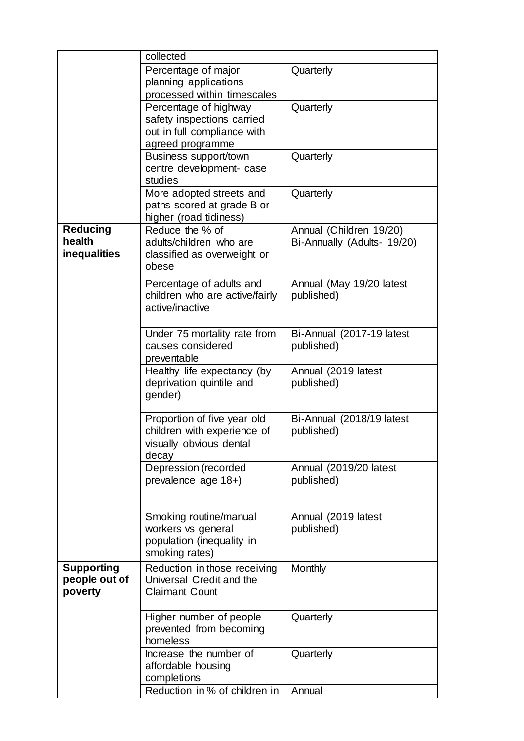| | | |
|---|---|---|
| | collected | |
| | Percentage of major planning applications processed within timescales | Quarterly |
| | Percentage of highway safety inspections carried out in full compliance with agreed programme | Quarterly |
| | Business support/town centre development- case studies | Quarterly |
| | More adopted streets and paths scored at grade B or higher (road tidiness) | Quarterly |
| **Reducing health inequalities** | Reduce the % of adults/children who are classified as overweight or obese | Annual (Children 19/20) Bi-Annually (Adults- 19/20) |
| | Percentage of adults and children who are active/fairly active/inactive | Annual (May 19/20 latest published) |
| | Under 75 mortality rate from causes considered preventable | Bi-Annual (2017-19 latest published) |
| | Healthy life expectancy (by deprivation quintile and gender) | Annual (2019 latest published) |
| | Proportion of five year old children with experience of visually obvious dental decay | Bi-Annual (2018/19 latest published) |
| | Depression (recorded prevalence age 18+) | Annual (2019/20 latest published) |
| | Smoking routine/manual workers vs general population (inequality in smoking rates) | Annual (2019 latest published) |
| **Supporting people out of poverty** | Reduction in those receiving Universal Credit and the Claimant Count | Monthly |
| | Higher number of people prevented from becoming homeless | Quarterly |
| | Increase the number of affordable housing completions | Quarterly |
| | Reduction in % of children in | Annual |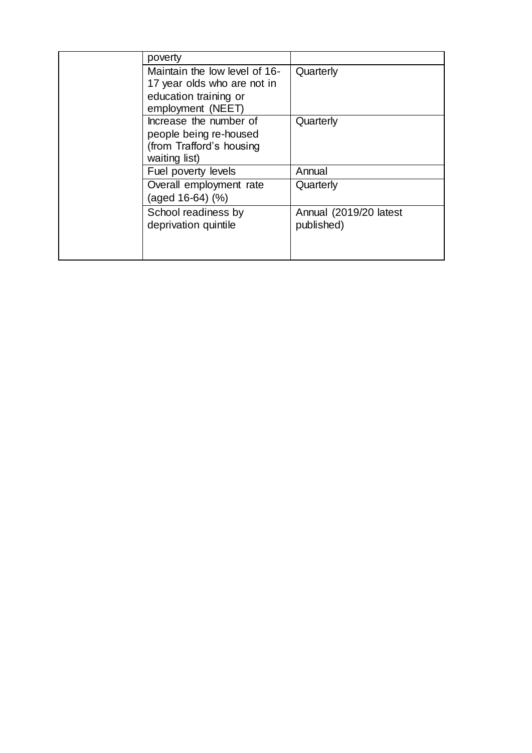| | | |
|---|---|---|
| | poverty | |
| | Maintain the low level of 16-17 year olds who are not in education training or employment (NEET) | Quarterly |
| | Increase the number of people being re-housed (from Trafford's housing waiting list) | Quarterly |
| | Fuel poverty levels | Annual |
| | Overall employment rate (aged 16-64) (%) | Quarterly |
| | School readiness by deprivation quintile | Annual (2019/20 latest published) |